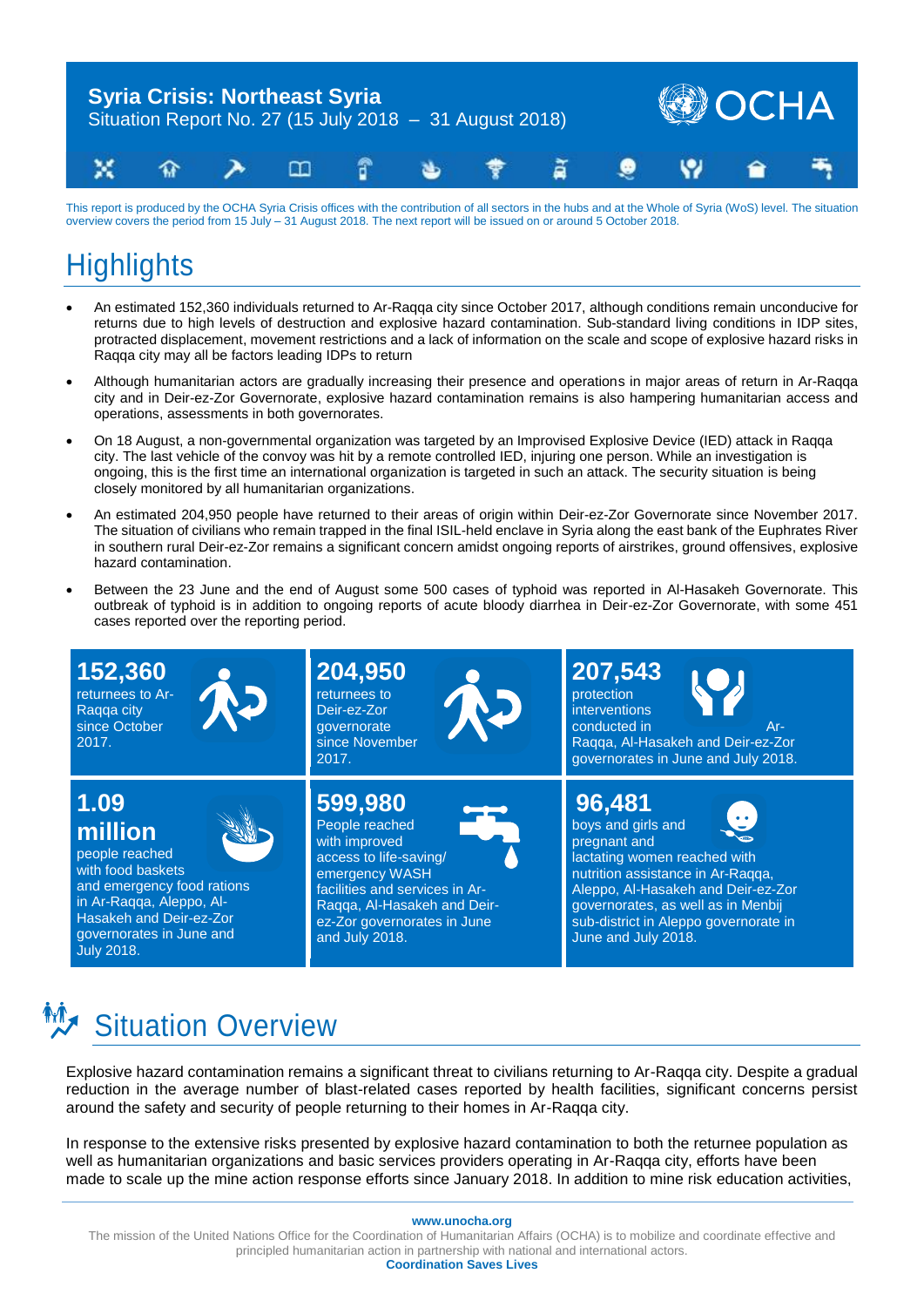# Syria Crisis: Northeast Syria

Situation Report No. 27 (15 July 2018 – 31 August 2018)

This report is produced by the OCHA Syria Crisis offices with the contribution of all sectors in the hubs and at the Whole of Syria (WoS) level. The situation overview covers the period from 15 July – 31 August 2018. The next report will be issued on or around 5 October 2018.

## Highlights

- An estimated 152,360 individuals returned to Ar-Raqqa city since October 2017, although conditions remain unconducive for returns due to high levels of destruction and explosive hazard contamination. Sub-standard living conditions in IDP sites, protracted displacement, movement restrictions and a lack of information on the scale and scope of explosive hazard risks in Raqqa city may all be factors leading IDPs to return
- Although humanitarian actors are gradually increasing their presence and operations in major areas of return in Ar-Raqqa city and in Deir-ez-Zor Governorate, explosive hazard contamination remains is also hampering humanitarian access and operations, assessments in both governorates.
- On 18 August, a non-governmental organization was targeted by an Improvised Explosive Device (IED) attack in Raqqa city. The last vehicle of the convoy was hit by a remote controlled IED, injuring one person. While an investigation is ongoing, this is the first time an international organization is targeted in such an attack. The security situation is being closely monitored by all humanitarian organizations.
- An estimated 204,950 people have returned to their areas of origin within Deir-ez-Zor Governorate since November 2017. The situation of civilians who remain trapped in the final ISIL-held enclave in Syria along the east bank of the Euphrates River in southern rural Deir-ez-Zor remains a significant concern amidst ongoing reports of airstrikes, ground offensives, explosive hazard contamination.
- Between the 23 June and the end of August some 500 cases of typhoid was reported in Al-Hasakeh Governorate. This outbreak of typhoid is in addition to ongoing reports of acute bloody diarrhea in Deir-ez-Zor Governorate, with some 451 cases reported over the reporting period.

**152,360**
returnees to Ar-Raqqa city since October 2017.

**204,950**
returnees to Deir-ez-Zor governorate since November 2017.

**207,543**
protection interventions conducted in Ar-Raqqa, Al-Hasakeh and Deir-ez-Zor governorates in June and July 2018.

**1.09 million**
people reached with food baskets and emergency food rations in Ar-Raqqa, Aleppo, Al-Hasakeh and Deir-ez-Zor governorates in June and July 2018.

**599,980**
People reached with improved access to life-saving/ emergency WASH facilities and services in Ar-Raqqa, Al-Hasakeh and Deir-ez-Zor governorates in June and July 2018.

**96,481**
boys and girls and pregnant and lactating women reached with nutrition assistance in Ar-Raqqa, Aleppo, Al-Hasakeh and Deir-ez-Zor governorates, as well as in Menbij sub-district in Aleppo governorate in June and July 2018.

## Situation Overview

Explosive hazard contamination remains a significant threat to civilians returning to Ar-Raqqa city. Despite a gradual reduction in the average number of blast-related cases reported by health facilities, significant concerns persist around the safety and security of people returning to their homes in Ar-Raqqa city.

In response to the extensive risks presented by explosive hazard contamination to both the returnee population as well as humanitarian organizations and basic services providers operating in Ar-Raqqa city, efforts have been made to scale up the mine action response efforts since January 2018. In addition to mine risk education activities,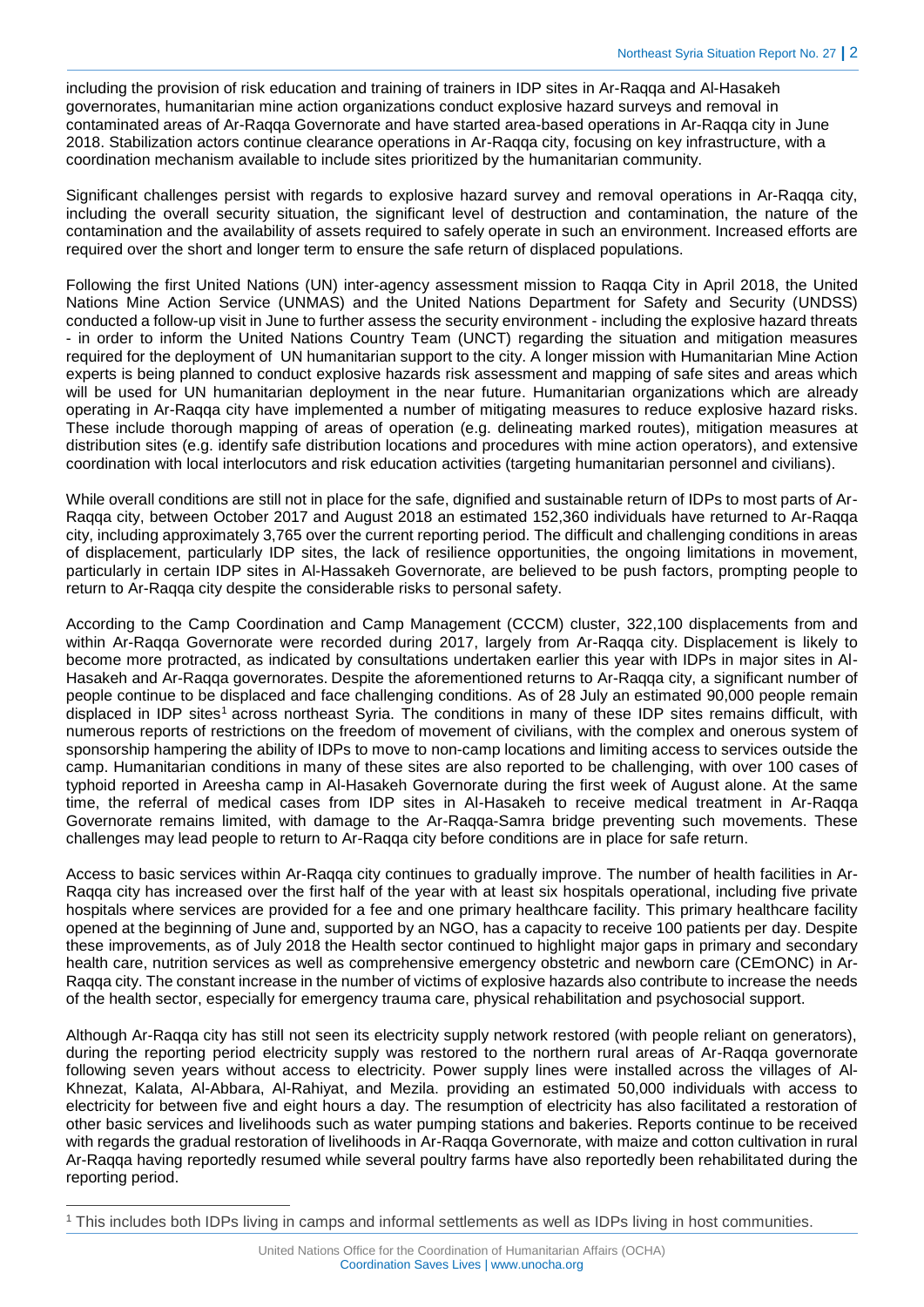including the provision of risk education and training of trainers in IDP sites in Ar-Raqqa and Al-Hasakeh governorates, humanitarian mine action organizations conduct explosive hazard surveys and removal in contaminated areas of Ar-Raqqa Governorate and have started area-based operations in Ar-Raqqa city in June 2018. Stabilization actors continue clearance operations in Ar-Raqqa city, focusing on key infrastructure, with a coordination mechanism available to include sites prioritized by the humanitarian community.

Significant challenges persist with regards to explosive hazard survey and removal operations in Ar-Raqqa city, including the overall security situation, the significant level of destruction and contamination, the nature of the contamination and the availability of assets required to safely operate in such an environment. Increased efforts are required over the short and longer term to ensure the safe return of displaced populations.

Following the first United Nations (UN) inter-agency assessment mission to Raqqa City in April 2018, the United Nations Mine Action Service (UNMAS) and the United Nations Department for Safety and Security (UNDSS) conducted a follow-up visit in June to further assess the security environment - including the explosive hazard threats - in order to inform the United Nations Country Team (UNCT) regarding the situation and mitigation measures required for the deployment of UN humanitarian support to the city. A longer mission with Humanitarian Mine Action experts is being planned to conduct explosive hazards risk assessment and mapping of safe sites and areas which will be used for UN humanitarian deployment in the near future. Humanitarian organizations which are already operating in Ar-Raqqa city have implemented a number of mitigating measures to reduce explosive hazard risks. These include thorough mapping of areas of operation (e.g. delineating marked routes), mitigation measures at distribution sites (e.g. identify safe distribution locations and procedures with mine action operators), and extensive coordination with local interlocutors and risk education activities (targeting humanitarian personnel and civilians).

While overall conditions are still not in place for the safe, dignified and sustainable return of IDPs to most parts of Ar-Raqqa city, between October 2017 and August 2018 an estimated 152,360 individuals have returned to Ar-Raqqa city, including approximately 3,765 over the current reporting period. The difficult and challenging conditions in areas of displacement, particularly IDP sites, the lack of resilience opportunities, the ongoing limitations in movement, particularly in certain IDP sites in Al-Hassakeh Governorate, are believed to be push factors, prompting people to return to Ar-Raqqa city despite the considerable risks to personal safety.

According to the Camp Coordination and Camp Management (CCCM) cluster, 322,100 displacements from and within Ar-Raqqa Governorate were recorded during 2017, largely from Ar-Raqqa city. Displacement is likely to become more protracted, as indicated by consultations undertaken earlier this year with IDPs in major sites in Al-Hasakeh and Ar-Raqqa governorates. Despite the aforementioned returns to Ar-Raqqa city, a significant number of people continue to be displaced and face challenging conditions. As of 28 July an estimated 90,000 people remain displaced in IDP sites[1] across northeast Syria. The conditions in many of these IDP sites remains difficult, with numerous reports of restrictions on the freedom of movement of civilians, with the complex and onerous system of sponsorship hampering the ability of IDPs to move to non-camp locations and limiting access to services outside the camp. Humanitarian conditions in many of these sites are also reported to be challenging, with over 100 cases of typhoid reported in Areesha camp in Al-Hasakeh Governorate during the first week of August alone. At the same time, the referral of medical cases from IDP sites in Al-Hasakeh to receive medical treatment in Ar-Raqqa Governorate remains limited, with damage to the Ar-Raqqa-Samra bridge preventing such movements. These challenges may lead people to return to Ar-Raqqa city before conditions are in place for safe return.

Access to basic services within Ar-Raqqa city continues to gradually improve. The number of health facilities in Ar-Raqqa city has increased over the first half of the year with at least six hospitals operational, including five private hospitals where services are provided for a fee and one primary healthcare facility. This primary healthcare facility opened at the beginning of June and, supported by an NGO, has a capacity to receive 100 patients per day. Despite these improvements, as of July 2018 the Health sector continued to highlight major gaps in primary and secondary health care, nutrition services as well as comprehensive emergency obstetric and newborn care (CEmONC) in Ar-Raqqa city. The constant increase in the number of victims of explosive hazards also contribute to increase the needs of the health sector, especially for emergency trauma care, physical rehabilitation and psychosocial support.

Although Ar-Raqqa city has still not seen its electricity supply network restored (with people reliant on generators), during the reporting period electricity supply was restored to the northern rural areas of Ar-Raqqa governorate following seven years without access to electricity. Power supply lines were installed across the villages of Al-Khnezat, Kalata, Al-Abbara, Al-Rahiyat, and Mezila. providing an estimated 50,000 individuals with access to electricity for between five and eight hours a day. The resumption of electricity has also facilitated a restoration of other basic services and livelihoods such as water pumping stations and bakeries. Reports continue to be received with regards the gradual restoration of livelihoods in Ar-Raqqa Governorate, with maize and cotton cultivation in rural Ar-Raqqa having reportedly resumed while several poultry farms have also reportedly been rehabilitated during the reporting period.

[1] This includes both IDPs living in camps and informal settlements as well as IDPs living in host communities.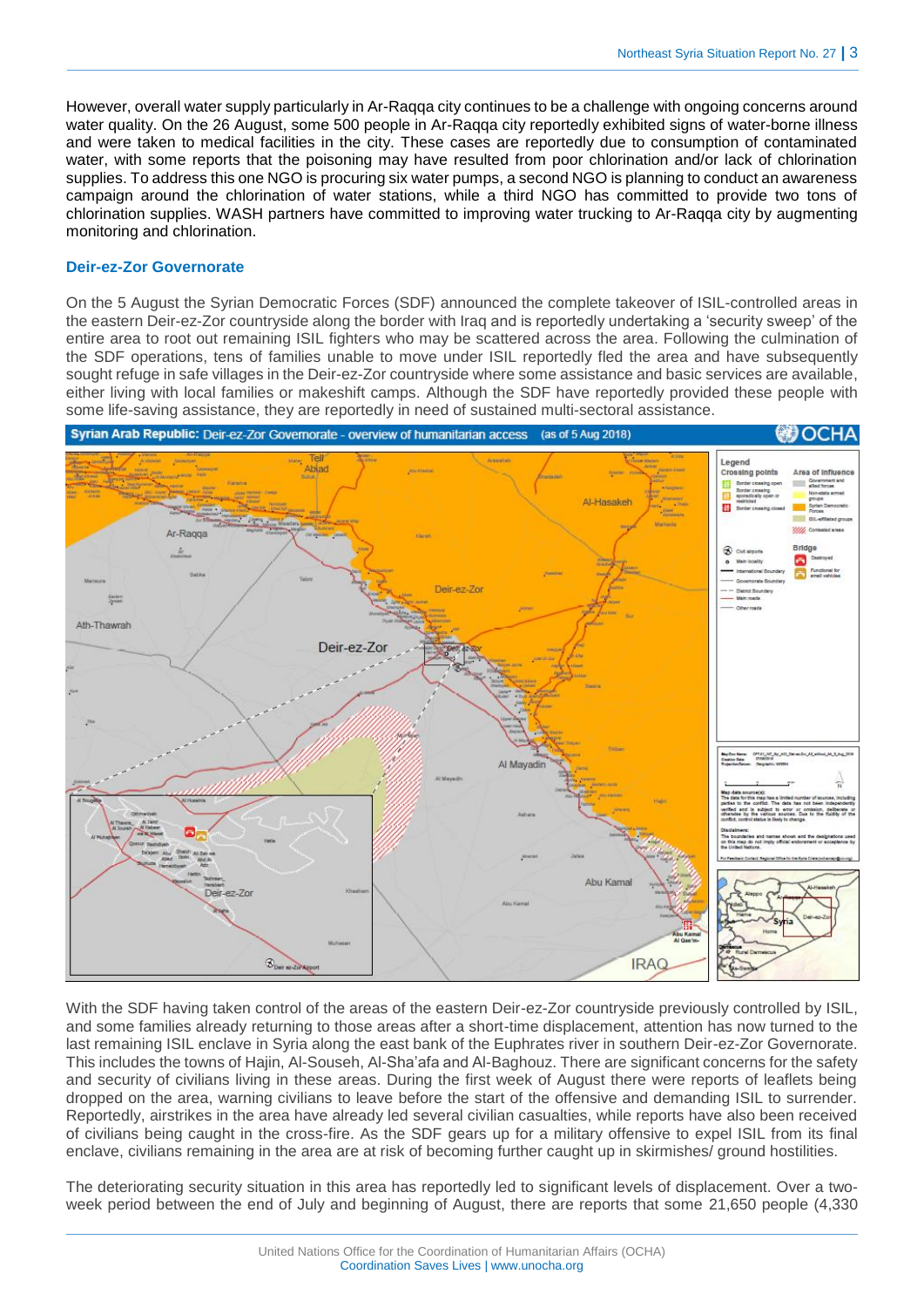However, overall water supply particularly in Ar-Raqqa city continues to be a challenge with ongoing concerns around water quality. On the 26 August, some 500 people in Ar-Raqqa city reportedly exhibited signs of water-borne illness and were taken to medical facilities in the city. These cases are reportedly due to consumption of contaminated water, with some reports that the poisoning may have resulted from poor chlorination and/or lack of chlorination supplies. To address this one NGO is procuring six water pumps, a second NGO is planning to conduct an awareness campaign around the chlorination of water stations, while a third NGO has committed to provide two tons of chlorination supplies. WASH partners have committed to improving water trucking to Ar-Raqqa city by augmenting monitoring and chlorination.

### Deir-ez-Zor Governorate

On the 5 August the Syrian Democratic Forces (SDF) announced the complete takeover of ISIL-controlled areas in the eastern Deir-ez-Zor countryside along the border with Iraq and is reportedly undertaking a 'security sweep' of the entire area to root out remaining ISIL fighters who may be scattered across the area. Following the culmination of the SDF operations, tens of families unable to move under ISIL reportedly fled the area and have subsequently sought refuge in safe villages in the Deir-ez-Zor countryside where some assistance and basic services are available, either living with local families or makeshift camps. Although the SDF have reportedly provided these people with some life-saving assistance, they are reportedly in need of sustained multi-sectoral assistance.

**Syrian Arab Republic:** Deir-ez-Zor Governorate - overview of humanitarian access (as of 5 Aug 2018)

With the SDF having taken control of the areas of the eastern Deir-ez-Zor countryside previously controlled by ISIL, and some families already returning to those areas after a short-time displacement, attention has now turned to the last remaining ISIL enclave in Syria along the east bank of the Euphrates river in southern Deir-ez-Zor Governorate. This includes the towns of Hajin, Al-Souseh, Al-Sha'afa and Al-Baghouz. There are significant concerns for the safety and security of civilians living in these areas. During the first week of August there were reports of leaflets being dropped on the area, warning civilians to leave before the start of the offensive and demanding ISIL to surrender. Reportedly, airstrikes in the area have already led several civilian casualties, while reports have also been received of civilians being caught in the cross-fire. As the SDF gears up for a military offensive to expel ISIL from its final enclave, civilians remaining in the area are at risk of becoming further caught up in skirmishes/ ground hostilities.

The deteriorating security situation in this area has reportedly led to significant levels of displacement. Over a two-week period between the end of July and beginning of August, there are reports that some 21,650 people (4,330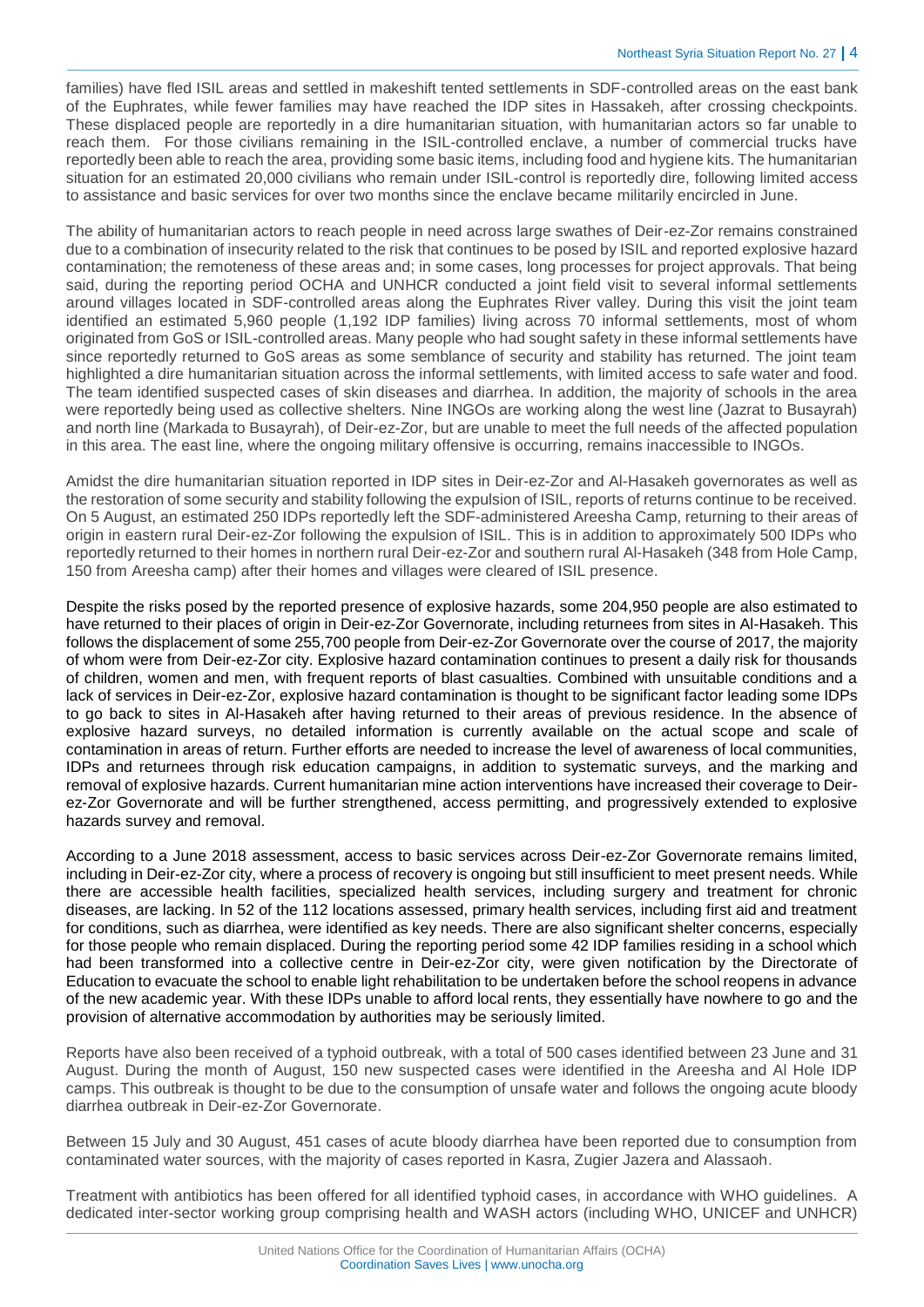families) have fled ISIL areas and settled in makeshift tented settlements in SDF-controlled areas on the east bank of the Euphrates, while fewer families may have reached the IDP sites in Hassakeh, after crossing checkpoints. These displaced people are reportedly in a dire humanitarian situation, with humanitarian actors so far unable to reach them. For those civilians remaining in the ISIL-controlled enclave, a number of commercial trucks have reportedly been able to reach the area, providing some basic items, including food and hygiene kits. The humanitarian situation for an estimated 20,000 civilians who remain under ISIL-control is reportedly dire, following limited access to assistance and basic services for over two months since the enclave became militarily encircled in June.

The ability of humanitarian actors to reach people in need across large swathes of Deir-ez-Zor remains constrained due to a combination of insecurity related to the risk that continues to be posed by ISIL and reported explosive hazard contamination; the remoteness of these areas and; in some cases, long processes for project approvals. That being said, during the reporting period OCHA and UNHCR conducted a joint field visit to several informal settlements around villages located in SDF-controlled areas along the Euphrates River valley. During this visit the joint team identified an estimated 5,960 people (1,192 IDP families) living across 70 informal settlements, most of whom originated from GoS or ISIL-controlled areas. Many people who had sought safety in these informal settlements have since reportedly returned to GoS areas as some semblance of security and stability has returned. The joint team highlighted a dire humanitarian situation across the informal settlements, with limited access to safe water and food. The team identified suspected cases of skin diseases and diarrhea. In addition, the majority of schools in the area were reportedly being used as collective shelters. Nine INGOs are working along the west line (Jazrat to Busayrah) and north line (Markada to Busayrah), of Deir-ez-Zor, but are unable to meet the full needs of the affected population in this area. The east line, where the ongoing military offensive is occurring, remains inaccessible to INGOs.

Amidst the dire humanitarian situation reported in IDP sites in Deir-ez-Zor and Al-Hasakeh governorates as well as the restoration of some security and stability following the expulsion of ISIL, reports of returns continue to be received. On 5 August, an estimated 250 IDPs reportedly left the SDF-administered Areesha Camp, returning to their areas of origin in eastern rural Deir-ez-Zor following the expulsion of ISIL. This is in addition to approximately 500 IDPs who reportedly returned to their homes in northern rural Deir-ez-Zor and southern rural Al-Hasakeh (348 from Hole Camp, 150 from Areesha camp) after their homes and villages were cleared of ISIL presence.

Despite the risks posed by the reported presence of explosive hazards, some 204,950 people are also estimated to have returned to their places of origin in Deir-ez-Zor Governorate, including returnees from sites in Al-Hasakeh. This follows the displacement of some 255,700 people from Deir-ez-Zor Governorate over the course of 2017, the majority of whom were from Deir-ez-Zor city. Explosive hazard contamination continues to present a daily risk for thousands of children, women and men, with frequent reports of blast casualties. Combined with unsuitable conditions and a lack of services in Deir-ez-Zor, explosive hazard contamination is thought to be significant factor leading some IDPs to go back to sites in Al-Hasakeh after having returned to their areas of previous residence. In the absence of explosive hazard surveys, no detailed information is currently available on the actual scope and scale of contamination in areas of return. Further efforts are needed to increase the level of awareness of local communities, IDPs and returnees through risk education campaigns, in addition to systematic surveys, and the marking and removal of explosive hazards. Current humanitarian mine action interventions have increased their coverage to Deir-ez-Zor Governorate and will be further strengthened, access permitting, and progressively extended to explosive hazards survey and removal.

According to a June 2018 assessment, access to basic services across Deir-ez-Zor Governorate remains limited, including in Deir-ez-Zor city, where a process of recovery is ongoing but still insufficient to meet present needs. While there are accessible health facilities, specialized health services, including surgery and treatment for chronic diseases, are lacking. In 52 of the 112 locations assessed, primary health services, including first aid and treatment for conditions, such as diarrhea, were identified as key needs. There are also significant shelter concerns, especially for those people who remain displaced. During the reporting period some 42 IDP families residing in a school which had been transformed into a collective centre in Deir-ez-Zor city, were given notification by the Directorate of Education to evacuate the school to enable light rehabilitation to be undertaken before the school reopens in advance of the new academic year. With these IDPs unable to afford local rents, they essentially have nowhere to go and the provision of alternative accommodation by authorities may be seriously limited.

Reports have also been received of a typhoid outbreak, with a total of 500 cases identified between 23 June and 31 August. During the month of August, 150 new suspected cases were identified in the Areesha and Al Hole IDP camps. This outbreak is thought to be due to the consumption of unsafe water and follows the ongoing acute bloody diarrhea outbreak in Deir-ez-Zor Governorate.

Between 15 July and 30 August, 451 cases of acute bloody diarrhea have been reported due to consumption from contaminated water sources, with the majority of cases reported in Kasra, Zugier Jazera and Alassaoh.

Treatment with antibiotics has been offered for all identified typhoid cases, in accordance with WHO guidelines. A dedicated inter-sector working group comprising health and WASH actors (including WHO, UNICEF and UNHCR)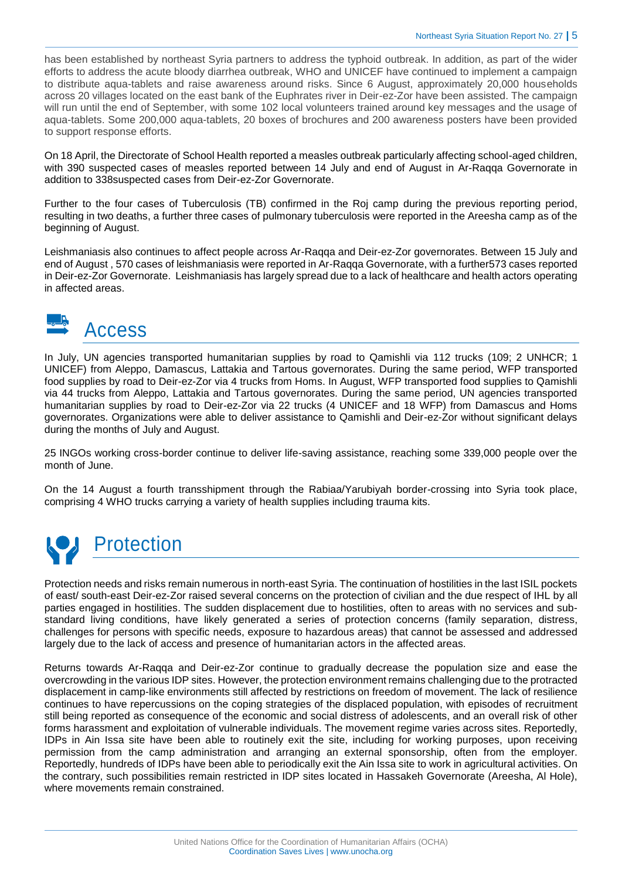has been established by northeast Syria partners to address the typhoid outbreak. In addition, as part of the wider efforts to address the acute bloody diarrhea outbreak, WHO and UNICEF have continued to implement a campaign to distribute aqua-tablets and raise awareness around risks. Since 6 August, approximately 20,000 households across 20 villages located on the east bank of the Euphrates river in Deir-ez-Zor have been assisted. The campaign will run until the end of September, with some 102 local volunteers trained around key messages and the usage of aqua-tablets. Some 200,000 aqua-tablets, 20 boxes of brochures and 200 awareness posters have been provided to support response efforts.

On 18 April, the Directorate of School Health reported a measles outbreak particularly affecting school-aged children, with 390 suspected cases of measles reported between 14 July and end of August in Ar-Raqqa Governorate in addition to 338suspected cases from Deir-ez-Zor Governorate.

Further to the four cases of Tuberculosis (TB) confirmed in the Roj camp during the previous reporting period, resulting in two deaths, a further three cases of pulmonary tuberculosis were reported in the Areesha camp as of the beginning of August.

Leishmaniasis also continues to affect people across Ar-Raqqa and Deir-ez-Zor governorates. Between 15 July and end of August , 570 cases of leishmaniasis were reported in Ar-Raqqa Governorate, with a further573 cases reported in Deir-ez-Zor Governorate. Leishmaniasis has largely spread due to a lack of healthcare and health actors operating in affected areas.

## Access

In July, UN agencies transported humanitarian supplies by road to Qamishli via 112 trucks (109; 2 UNHCR; 1 UNICEF) from Aleppo, Damascus, Lattakia and Tartous governorates. During the same period, WFP transported food supplies by road to Deir-ez-Zor via 4 trucks from Homs. In August, WFP transported food supplies to Qamishli via 44 trucks from Aleppo, Lattakia and Tartous governorates. During the same period, UN agencies transported humanitarian supplies by road to Deir-ez-Zor via 22 trucks (4 UNICEF and 18 WFP) from Damascus and Homs governorates. Organizations were able to deliver assistance to Qamishli and Deir-ez-Zor without significant delays during the months of July and August.

25 INGOs working cross-border continue to deliver life-saving assistance, reaching some 339,000 people over the month of June.

On the 14 August a fourth transshipment through the Rabiaa/Yarubiyah border-crossing into Syria took place, comprising 4 WHO trucks carrying a variety of health supplies including trauma kits.

## Protection

Protection needs and risks remain numerous in north-east Syria. The continuation of hostilities in the last ISIL pockets of east/ south-east Deir-ez-Zor raised several concerns on the protection of civilian and the due respect of IHL by all parties engaged in hostilities. The sudden displacement due to hostilities, often to areas with no services and sub-standard living conditions, have likely generated a series of protection concerns (family separation, distress, challenges for persons with specific needs, exposure to hazardous areas) that cannot be assessed and addressed largely due to the lack of access and presence of humanitarian actors in the affected areas.

Returns towards Ar-Raqqa and Deir-ez-Zor continue to gradually decrease the population size and ease the overcrowding in the various IDP sites. However, the protection environment remains challenging due to the protracted displacement in camp-like environments still affected by restrictions on freedom of movement. The lack of resilience continues to have repercussions on the coping strategies of the displaced population, with episodes of recruitment still being reported as consequence of the economic and social distress of adolescents, and an overall risk of other forms harassment and exploitation of vulnerable individuals. The movement regime varies across sites. Reportedly, IDPs in Ain Issa site have been able to routinely exit the site, including for working purposes, upon receiving permission from the camp administration and arranging an external sponsorship, often from the employer. Reportedly, hundreds of IDPs have been able to periodically exit the Ain Issa site to work in agricultural activities. On the contrary, such possibilities remain restricted in IDP sites located in Hassakeh Governorate (Areesha, Al Hole), where movements remain constrained.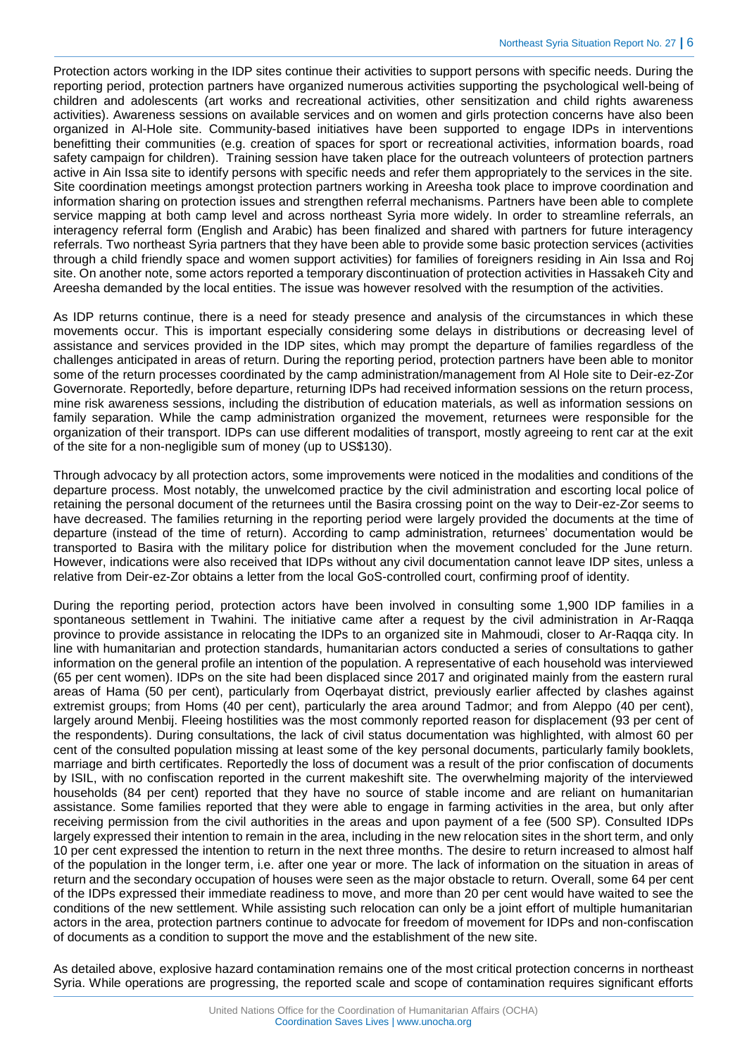Protection actors working in the IDP sites continue their activities to support persons with specific needs. During the reporting period, protection partners have organized numerous activities supporting the psychological well-being of children and adolescents (art works and recreational activities, other sensitization and child rights awareness activities). Awareness sessions on available services and on women and girls protection concerns have also been organized in Al-Hole site. Community-based initiatives have been supported to engage IDPs in interventions benefitting their communities (e.g. creation of spaces for sport or recreational activities, information boards, road safety campaign for children). Training session have taken place for the outreach volunteers of protection partners active in Ain Issa site to identify persons with specific needs and refer them appropriately to the services in the site. Site coordination meetings amongst protection partners working in Areesha took place to improve coordination and information sharing on protection issues and strengthen referral mechanisms. Partners have been able to complete service mapping at both camp level and across northeast Syria more widely. In order to streamline referrals, an interagency referral form (English and Arabic) has been finalized and shared with partners for future interagency referrals. Two northeast Syria partners that they have been able to provide some basic protection services (activities through a child friendly space and women support activities) for families of foreigners residing in Ain Issa and Roj site. On another note, some actors reported a temporary discontinuation of protection activities in Hassakeh City and Areesha demanded by the local entities. The issue was however resolved with the resumption of the activities.

As IDP returns continue, there is a need for steady presence and analysis of the circumstances in which these movements occur. This is important especially considering some delays in distributions or decreasing level of assistance and services provided in the IDP sites, which may prompt the departure of families regardless of the challenges anticipated in areas of return. During the reporting period, protection partners have been able to monitor some of the return processes coordinated by the camp administration/management from Al Hole site to Deir-ez-Zor Governorate. Reportedly, before departure, returning IDPs had received information sessions on the return process, mine risk awareness sessions, including the distribution of education materials, as well as information sessions on family separation. While the camp administration organized the movement, returnees were responsible for the organization of their transport. IDPs can use different modalities of transport, mostly agreeing to rent car at the exit of the site for a non-negligible sum of money (up to US$130).

Through advocacy by all protection actors, some improvements were noticed in the modalities and conditions of the departure process. Most notably, the unwelcomed practice by the civil administration and escorting local police of retaining the personal document of the returnees until the Basira crossing point on the way to Deir-ez-Zor seems to have decreased. The families returning in the reporting period were largely provided the documents at the time of departure (instead of the time of return). According to camp administration, returnees' documentation would be transported to Basira with the military police for distribution when the movement concluded for the June return. However, indications were also received that IDPs without any civil documentation cannot leave IDP sites, unless a relative from Deir-ez-Zor obtains a letter from the local GoS-controlled court, confirming proof of identity.

During the reporting period, protection actors have been involved in consulting some 1,900 IDP families in a spontaneous settlement in Twahini. The initiative came after a request by the civil administration in Ar-Raqqa province to provide assistance in relocating the IDPs to an organized site in Mahmoudi, closer to Ar-Raqqa city. In line with humanitarian and protection standards, humanitarian actors conducted a series of consultations to gather information on the general profile an intention of the population. A representative of each household was interviewed (65 per cent women). IDPs on the site had been displaced since 2017 and originated mainly from the eastern rural areas of Hama (50 per cent), particularly from Oqerbayat district, previously earlier affected by clashes against extremist groups; from Homs (40 per cent), particularly the area around Tadmor; and from Aleppo (40 per cent), largely around Menbij. Fleeing hostilities was the most commonly reported reason for displacement (93 per cent of the respondents). During consultations, the lack of civil status documentation was highlighted, with almost 60 per cent of the consulted population missing at least some of the key personal documents, particularly family booklets, marriage and birth certificates. Reportedly the loss of document was a result of the prior confiscation of documents by ISIL, with no confiscation reported in the current makeshift site. The overwhelming majority of the interviewed households (84 per cent) reported that they have no source of stable income and are reliant on humanitarian assistance. Some families reported that they were able to engage in farming activities in the area, but only after receiving permission from the civil authorities in the areas and upon payment of a fee (500 SP). Consulted IDPs largely expressed their intention to remain in the area, including in the new relocation sites in the short term, and only 10 per cent expressed the intention to return in the next three months. The desire to return increased to almost half of the population in the longer term, i.e. after one year or more. The lack of information on the situation in areas of return and the secondary occupation of houses were seen as the major obstacle to return. Overall, some 64 per cent of the IDPs expressed their immediate readiness to move, and more than 20 per cent would have waited to see the conditions of the new settlement. While assisting such relocation can only be a joint effort of multiple humanitarian actors in the area, protection partners continue to advocate for freedom of movement for IDPs and non-confiscation of documents as a condition to support the move and the establishment of the new site.

As detailed above, explosive hazard contamination remains one of the most critical protection concerns in northeast Syria. While operations are progressing, the reported scale and scope of contamination requires significant efforts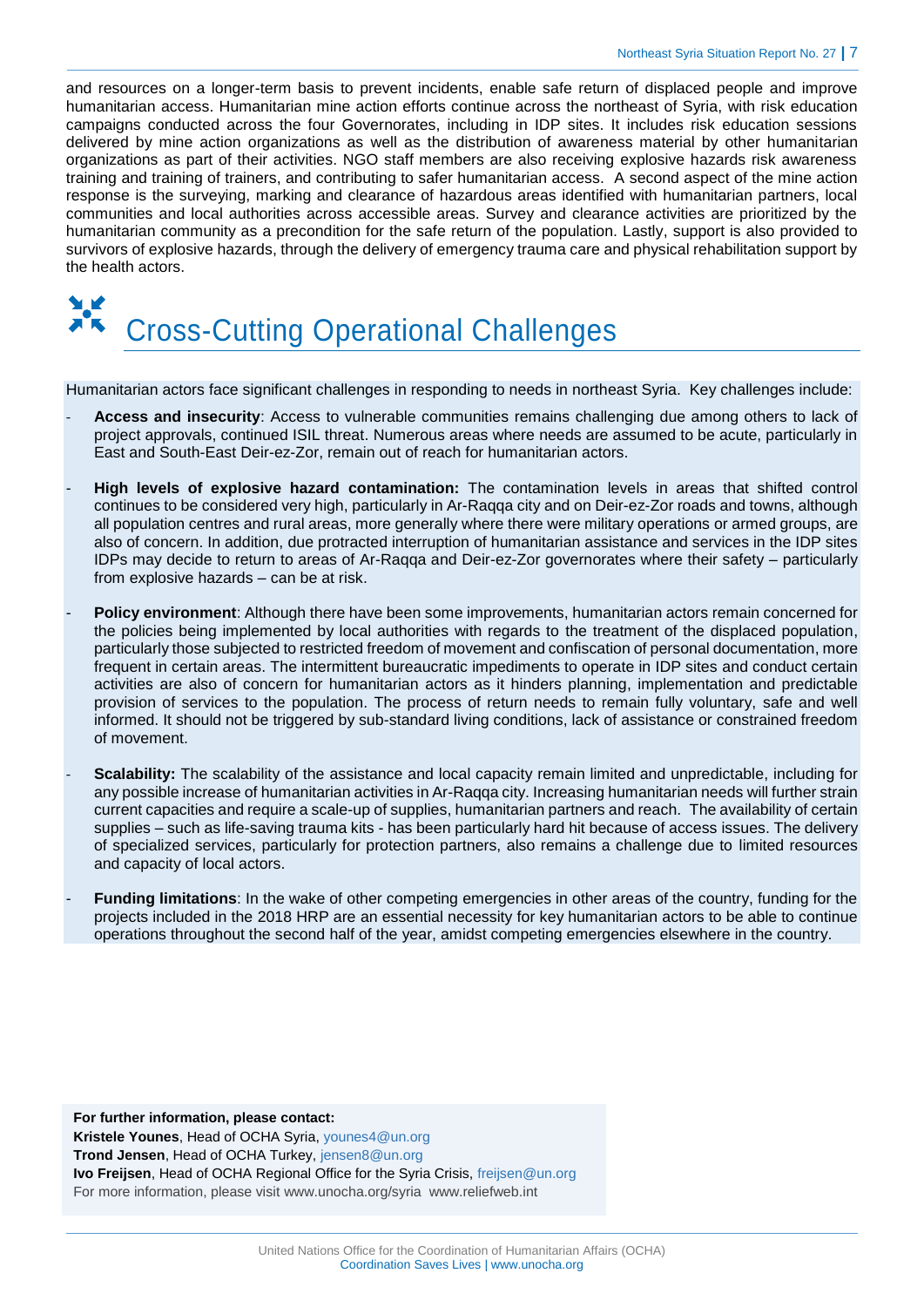and resources on a longer-term basis to prevent incidents, enable safe return of displaced people and improve humanitarian access. Humanitarian mine action efforts continue across the northeast of Syria, with risk education campaigns conducted across the four Governorates, including in IDP sites. It includes risk education sessions delivered by mine action organizations as well as the distribution of awareness material by other humanitarian organizations as part of their activities. NGO staff members are also receiving explosive hazards risk awareness training and training of trainers, and contributing to safer humanitarian access. A second aspect of the mine action response is the surveying, marking and clearance of hazardous areas identified with humanitarian partners, local communities and local authorities across accessible areas. Survey and clearance activities are prioritized by the humanitarian community as a precondition for the safe return of the population. Lastly, support is also provided to survivors of explosive hazards, through the delivery of emergency trauma care and physical rehabilitation support by the health actors.

# Cross-Cutting Operational Challenges

Humanitarian actors face significant challenges in responding to needs in northeast Syria. Key challenges include:

- **Access and insecurity**: Access to vulnerable communities remains challenging due among others to lack of project approvals, continued ISIL threat. Numerous areas where needs are assumed to be acute, particularly in East and South-East Deir-ez-Zor, remain out of reach for humanitarian actors.

- **High levels of explosive hazard contamination:** The contamination levels in areas that shifted control continues to be considered very high, particularly in Ar-Raqqa city and on Deir-ez-Zor roads and towns, although all population centres and rural areas, more generally where there were military operations or armed groups, are also of concern. In addition, due protracted interruption of humanitarian assistance and services in the IDP sites IDPs may decide to return to areas of Ar-Raqqa and Deir-ez-Zor governorates where their safety – particularly from explosive hazards – can be at risk.

- **Policy environment**: Although there have been some improvements, humanitarian actors remain concerned for the policies being implemented by local authorities with regards to the treatment of the displaced population, particularly those subjected to restricted freedom of movement and confiscation of personal documentation, more frequent in certain areas. The intermittent bureaucratic impediments to operate in IDP sites and conduct certain activities are also of concern for humanitarian actors as it hinders planning, implementation and predictable provision of services to the population. The process of return needs to remain fully voluntary, safe and well informed. It should not be triggered by sub-standard living conditions, lack of assistance or constrained freedom of movement.

- **Scalability:** The scalability of the assistance and local capacity remain limited and unpredictable, including for any possible increase of humanitarian activities in Ar-Raqqa city. Increasing humanitarian needs will further strain current capacities and require a scale-up of supplies, humanitarian partners and reach. The availability of certain supplies – such as life-saving trauma kits - has been particularly hard hit because of access issues. The delivery of specialized services, particularly for protection partners, also remains a challenge due to limited resources and capacity of local actors.

- **Funding limitations**: In the wake of other competing emergencies in other areas of the country, funding for the projects included in the 2018 HRP are an essential necessity for key humanitarian actors to be able to continue operations throughout the second half of the year, amidst competing emergencies elsewhere in the country.

**For further information, please contact:**
**Kristele Younes**, Head of OCHA Syria, younes4@un.org
**Trond Jensen**, Head of OCHA Turkey, jensen8@un.org
**Ivo Freijsen**, Head of OCHA Regional Office for the Syria Crisis, freijsen@un.org
For more information, please visit www.unocha.org/syria www.reliefweb.int